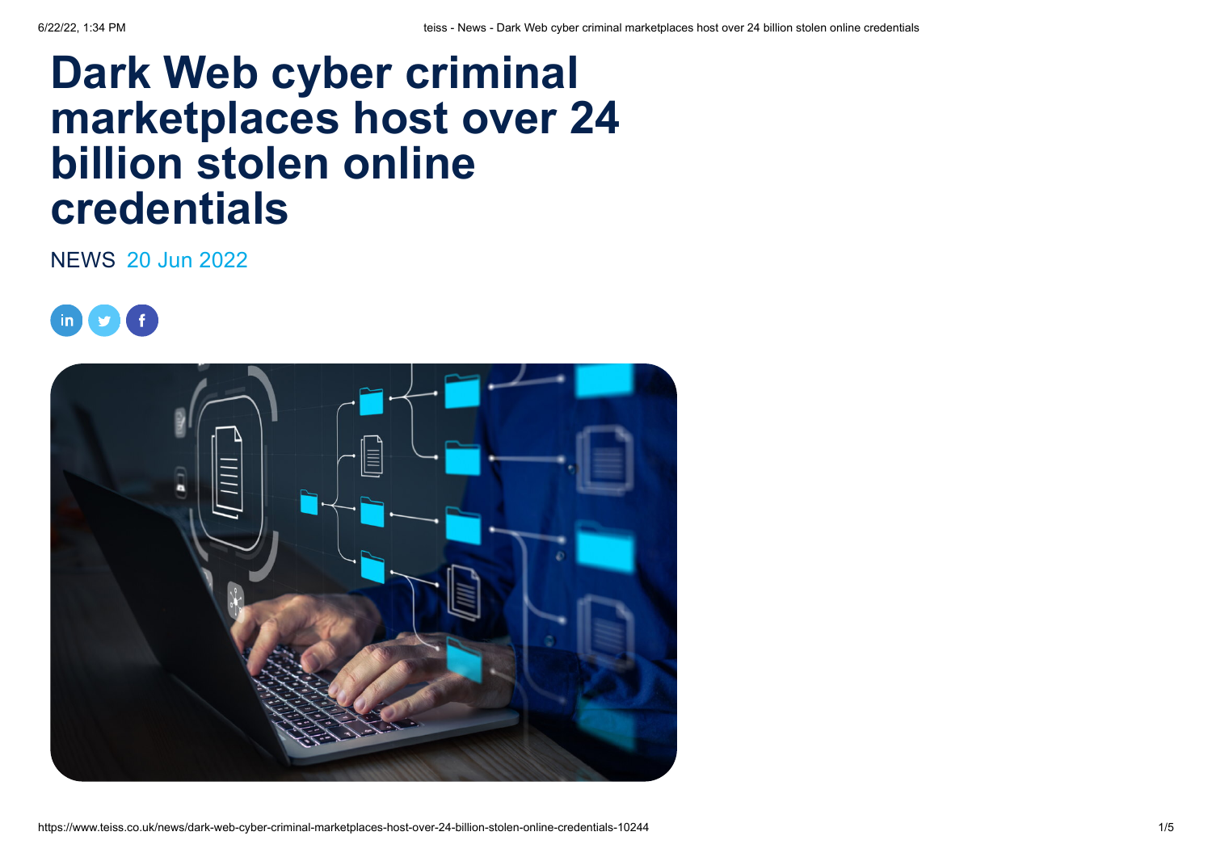# Dark Web cyber criminal marketplaces host over 24 billion stolen online credentials

NEWS 20 Jun 2022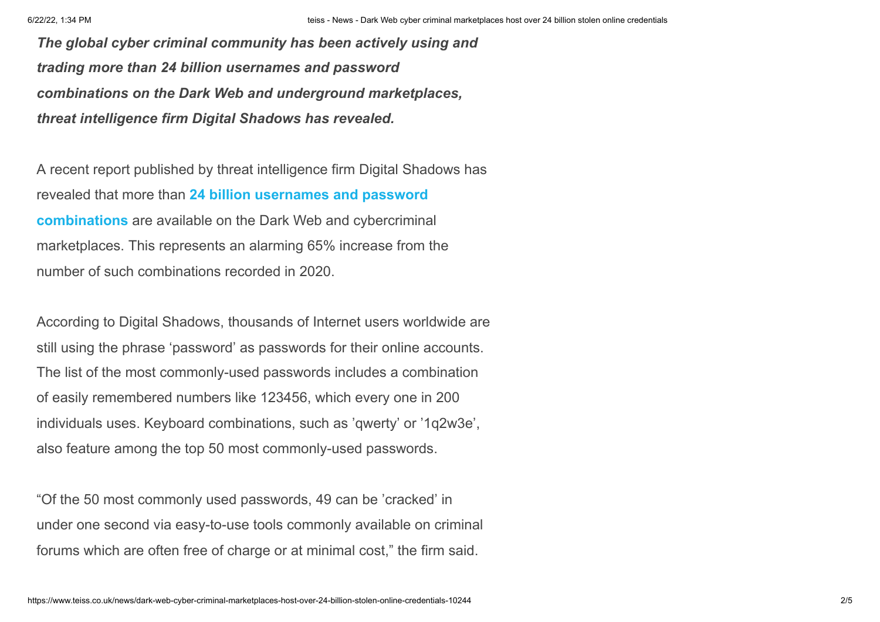***The global cyber criminal community has been actively using and trading more than 24 billion usernames and password combinations on the Dark Web and underground marketplaces, threat intelligence firm Digital Shadows has revealed.***

A recent report published by threat intelligence firm Digital Shadows has revealed that more than **24 billion usernames and password combinations** are available on the Dark Web and cybercriminal marketplaces. This represents an alarming 65% increase from the number of such combinations recorded in 2020.

According to Digital Shadows, thousands of Internet users worldwide are still using the phrase 'password' as passwords for their online accounts. The list of the most commonly-used passwords includes a combination of easily remembered numbers like 123456, which every one in 200 individuals uses. Keyboard combinations, such as 'qwerty' or '1q2w3e', also feature among the top 50 most commonly-used passwords.

"Of the 50 most commonly used passwords, 49 can be 'cracked' in under one second via easy-to-use tools commonly available on criminal forums which are often free of charge or at minimal cost," the firm said.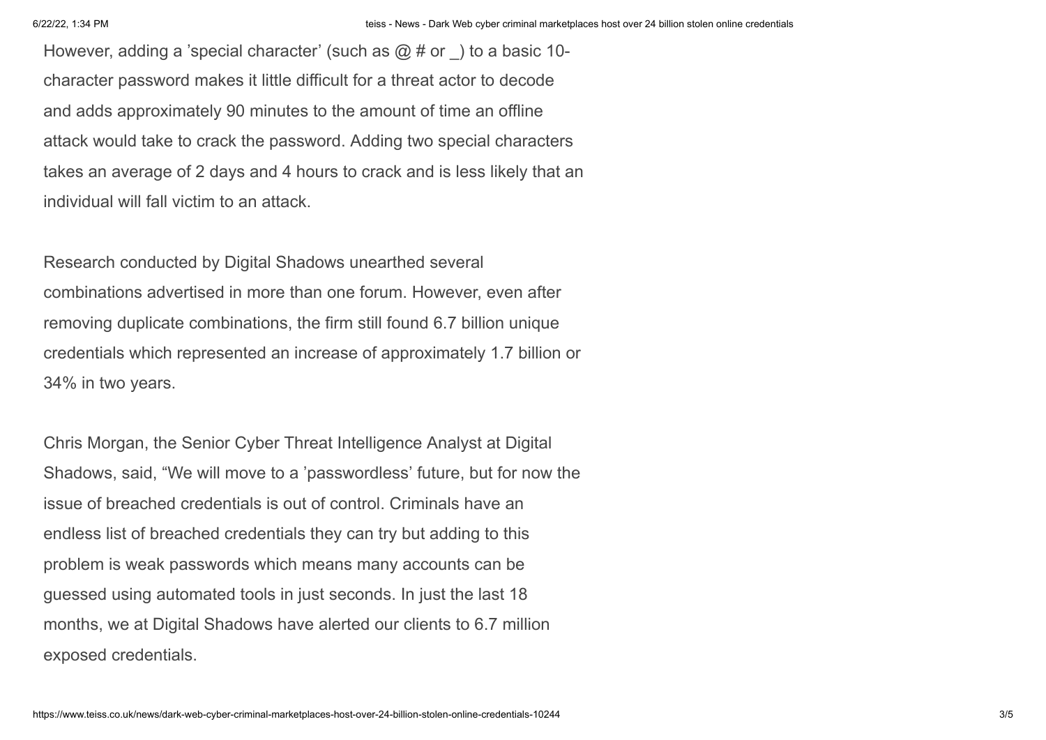However, adding a 'special character' (such as @ # or _) to a basic 10-character password makes it little difficult for a threat actor to decode and adds approximately 90 minutes to the amount of time an offline attack would take to crack the password. Adding two special characters takes an average of 2 days and 4 hours to crack and is less likely that an individual will fall victim to an attack.

Research conducted by Digital Shadows unearthed several combinations advertised in more than one forum. However, even after removing duplicate combinations, the firm still found 6.7 billion unique credentials which represented an increase of approximately 1.7 billion or 34% in two years.

Chris Morgan, the Senior Cyber Threat Intelligence Analyst at Digital Shadows, said, "We will move to a 'passwordless' future, but for now the issue of breached credentials is out of control. Criminals have an endless list of breached credentials they can try but adding to this problem is weak passwords which means many accounts can be guessed using automated tools in just seconds. In just the last 18 months, we at Digital Shadows have alerted our clients to 6.7 million exposed credentials.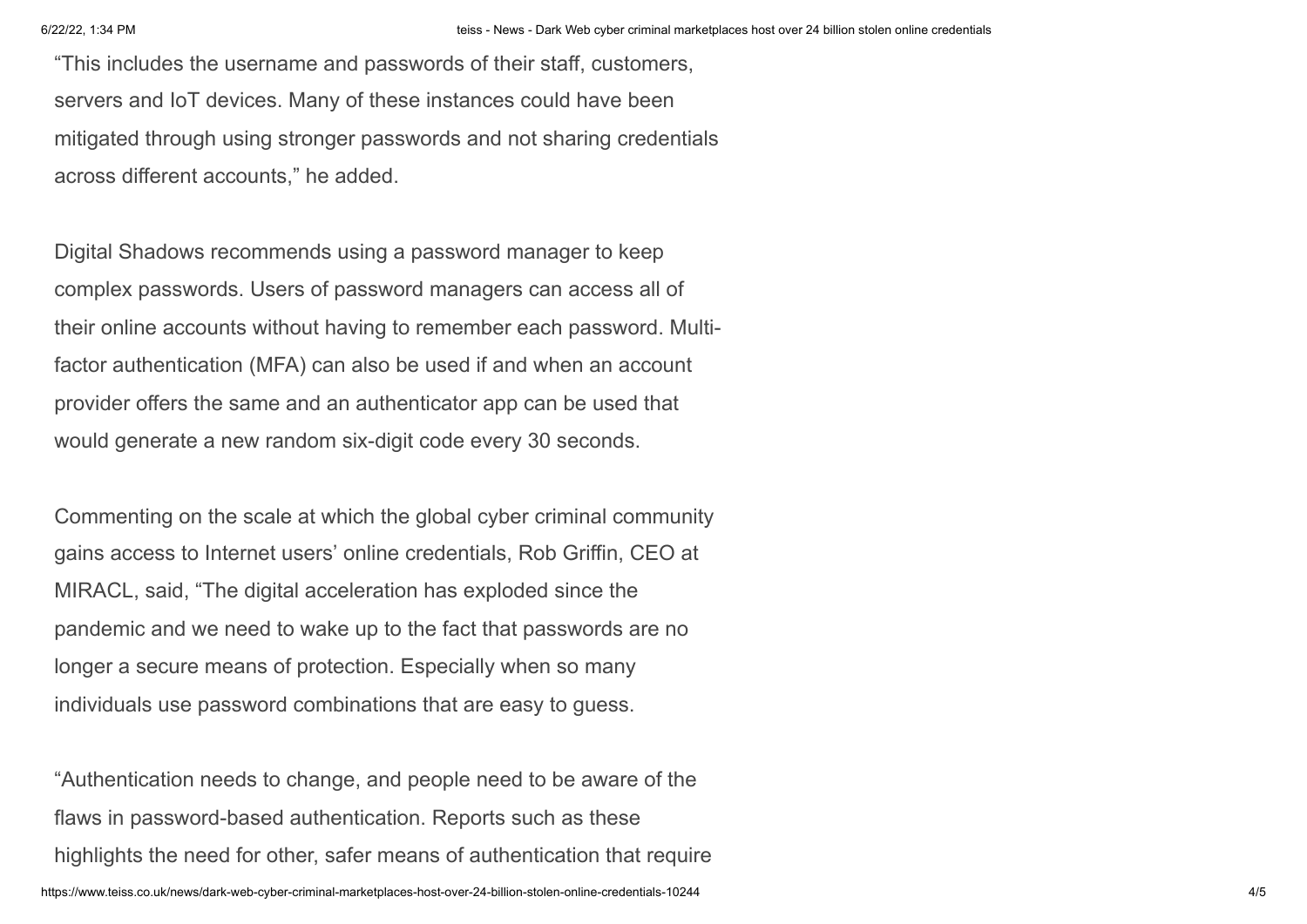"This includes the username and passwords of their staff, customers, servers and IoT devices. Many of these instances could have been mitigated through using stronger passwords and not sharing credentials across different accounts," he added.

Digital Shadows recommends using a password manager to keep complex passwords. Users of password managers can access all of their online accounts without having to remember each password. Multi-factor authentication (MFA) can also be used if and when an account provider offers the same and an authenticator app can be used that would generate a new random six-digit code every 30 seconds.

Commenting on the scale at which the global cyber criminal community gains access to Internet users' online credentials, Rob Griffin, CEO at MIRACL, said, "The digital acceleration has exploded since the pandemic and we need to wake up to the fact that passwords are no longer a secure means of protection. Especially when so many individuals use password combinations that are easy to guess.

"Authentication needs to change, and people need to be aware of the flaws in password-based authentication. Reports such as these highlights the need for other, safer means of authentication that require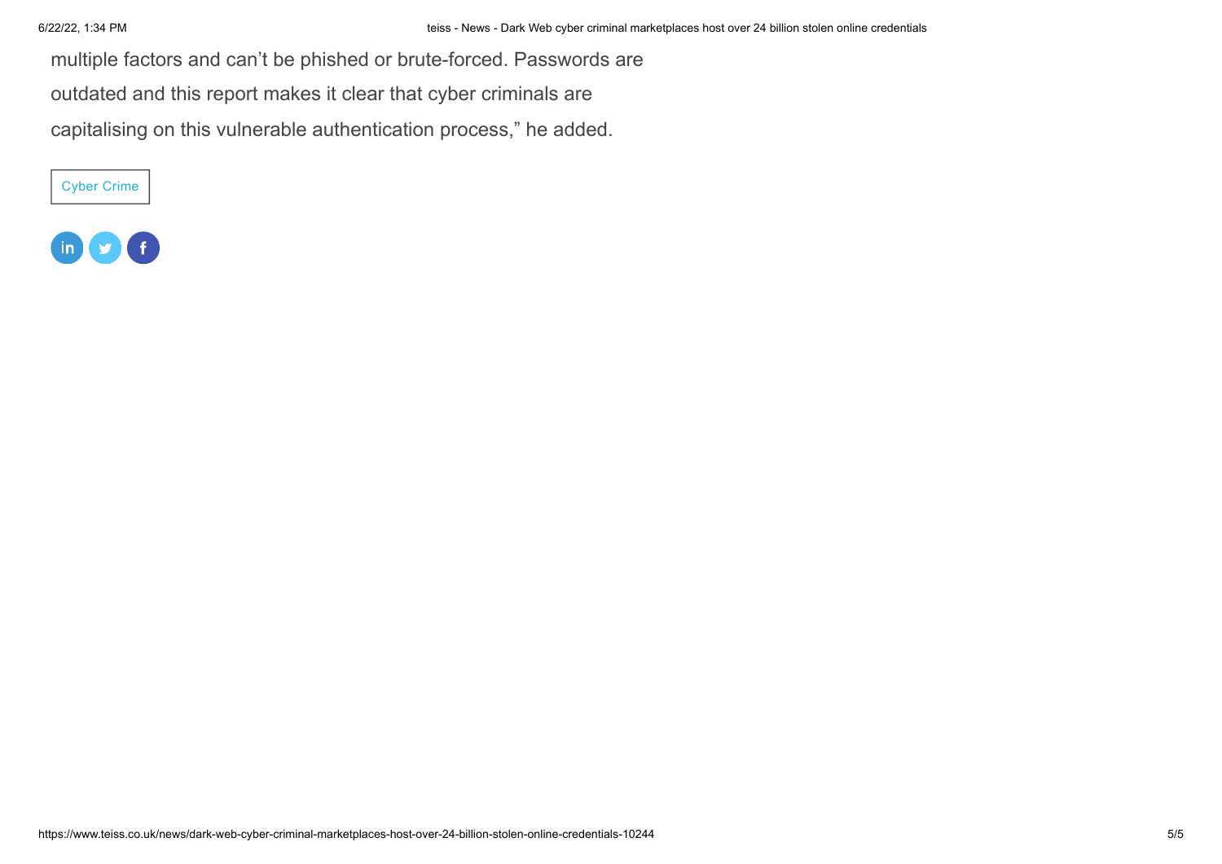multiple factors and can’t be phished or brute-forced. Passwords are outdated and this report makes it clear that cyber criminals are capitalising on this vulnerable authentication process,” he added.

Cyber Crime